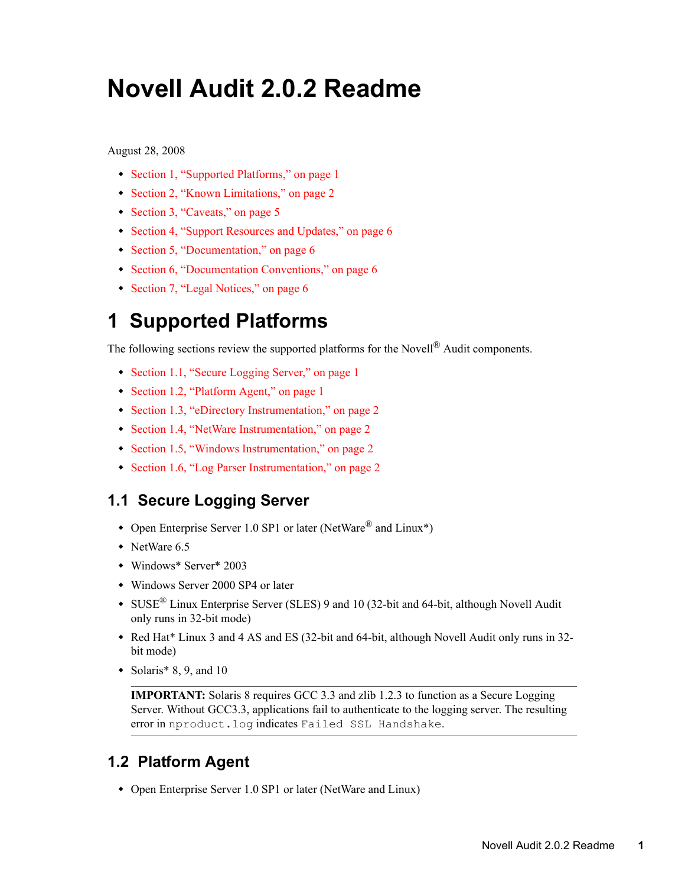# Novell Audit 2.0.2 Readme

August 28, 2008

- Section 1, "Supported Platforms," on page 1
- Section 2, "Known Limitations," on page 2
- Section 3, "Caveats," on page 5
- Section 4, "Support Resources and Updates," on page 6
- Section 5, "Documentation," on page 6
- Section 6, "Documentation Conventions," on page 6
- Section 7, "Legal Notices," on page 6

# 1 Supported Platforms

The following sections review the supported platforms for the Novell® Audit components.

- Section 1.1, "Secure Logging Server," on page 1
- Section 1.2, "Platform Agent," on page 1
- Section 1.3, "eDirectory Instrumentation," on page 2
- Section 1.4, "NetWare Instrumentation," on page 2
- Section 1.5, "Windows Instrumentation," on page 2
- Section 1.6, "Log Parser Instrumentation," on page 2

## 1.1 Secure Logging Server

- Open Enterprise Server 1.0 SP1 or later (NetWare® and Linux*)
- NetWare 6.5
- Windows* Server* 2003
- Windows Server 2000 SP4 or later
- SUSE® Linux Enterprise Server (SLES) 9 and 10 (32-bit and 64-bit, although Novell Audit only runs in 32-bit mode)
- Red Hat* Linux 3 and 4 AS and ES (32-bit and 64-bit, although Novell Audit only runs in 32-bit mode)
- Solaris* 8, 9, and 10

> **IMPORTANT:** Solaris 8 requires GCC 3.3 and zlib 1.2.3 to function as a Secure Logging Server. Without GCC3.3, applications fail to authenticate to the logging server. The resulting error in `nproduct.log` indicates `Failed SSL Handshake`.

## 1.2 Platform Agent

- Open Enterprise Server 1.0 SP1 or later (NetWare and Linux)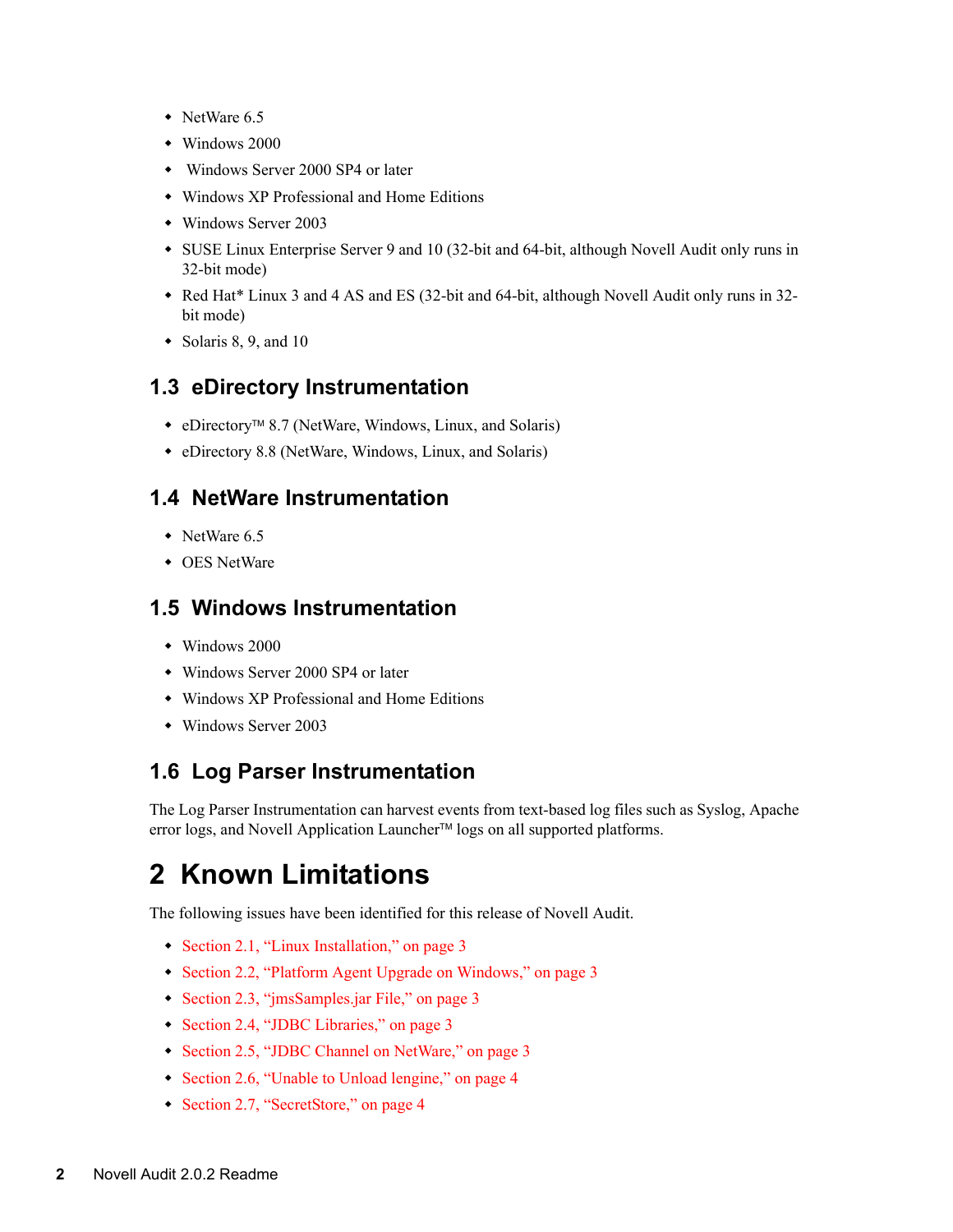- NetWare 6.5
- Windows 2000
- Windows Server 2000 SP4 or later
- Windows XP Professional and Home Editions
- Windows Server 2003
- SUSE Linux Enterprise Server 9 and 10 (32-bit and 64-bit, although Novell Audit only runs in 32-bit mode)
- Red Hat* Linux 3 and 4 AS and ES (32-bit and 64-bit, although Novell Audit only runs in 32-bit mode)
- Solaris 8, 9, and 10

## 1.3 eDirectory Instrumentation

- eDirectory™ 8.7 (NetWare, Windows, Linux, and Solaris)
- eDirectory 8.8 (NetWare, Windows, Linux, and Solaris)

## 1.4 NetWare Instrumentation

- NetWare 6.5
- OES NetWare

## 1.5 Windows Instrumentation

- Windows 2000
- Windows Server 2000 SP4 or later
- Windows XP Professional and Home Editions
- Windows Server 2003

## 1.6 Log Parser Instrumentation

The Log Parser Instrumentation can harvest events from text-based log files such as Syslog, Apache error logs, and Novell Application Launcher™ logs on all supported platforms.

# 2 Known Limitations

The following issues have been identified for this release of Novell Audit.

- Section 2.1, "Linux Installation," on page 3
- Section 2.2, "Platform Agent Upgrade on Windows," on page 3
- Section 2.3, "jmsSamples.jar File," on page 3
- Section 2.4, "JDBC Libraries," on page 3
- Section 2.5, "JDBC Channel on NetWare," on page 3
- Section 2.6, "Unable to Unload lengine," on page 4
- Section 2.7, "SecretStore," on page 4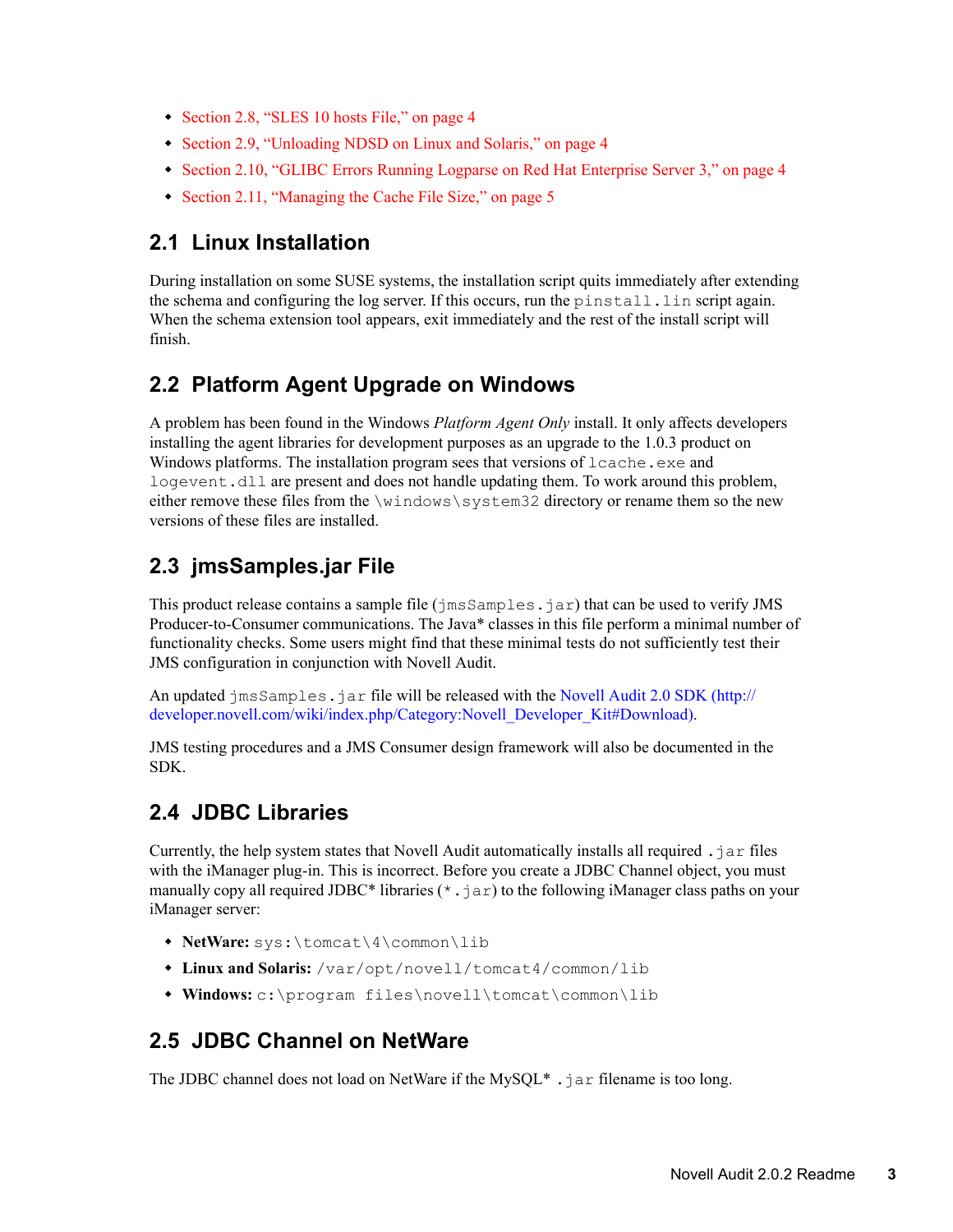- Section 2.8, "SLES 10 hosts File," on page 4
- Section 2.9, "Unloading NDSD on Linux and Solaris," on page 4
- Section 2.10, "GLIBC Errors Running Logparse on Red Hat Enterprise Server 3," on page 4
- Section 2.11, "Managing the Cache File Size," on page 5

## 2.1 Linux Installation

During installation on some SUSE systems, the installation script quits immediately after extending the schema and configuring the log server. If this occurs, run the `pinstall.lin` script again. When the schema extension tool appears, exit immediately and the rest of the install script will finish.

## 2.2 Platform Agent Upgrade on Windows

A problem has been found in the Windows *Platform Agent Only* install. It only affects developers installing the agent libraries for development purposes as an upgrade to the 1.0.3 product on Windows platforms. The installation program sees that versions of `lcache.exe` and `logevent.dll` are present and does not handle updating them. To work around this problem, either remove these files from the `\windows\system32` directory or rename them so the new versions of these files are installed.

## 2.3 jmsSamples.jar File

This product release contains a sample file (`jmsSamples.jar`) that can be used to verify JMS Producer-to-Consumer communications. The Java* classes in this file perform a minimal number of functionality checks. Some users might find that these minimal tests do not sufficiently test their JMS configuration in conjunction with Novell Audit.

An updated `jmsSamples.jar` file will be released with the Novell Audit 2.0 SDK (http://developer.novell.com/wiki/index.php/Category:Novell_Developer_Kit#Download).

JMS testing procedures and a JMS Consumer design framework will also be documented in the SDK.

## 2.4 JDBC Libraries

Currently, the help system states that Novell Audit automatically installs all required `.jar` files with the iManager plug-in. This is incorrect. Before you create a JDBC Channel object, you must manually copy all required JDBC* libraries (`*.jar`) to the following iManager class paths on your iManager server:

- **NetWare:** `sys:\tomcat\4\common\lib`
- **Linux and Solaris:** `/var/opt/novell/tomcat4/common/lib`
- **Windows:** `c:\program files\novell\tomcat\common\lib`

## 2.5 JDBC Channel on NetWare

The JDBC channel does not load on NetWare if the MySQL* `.jar` filename is too long.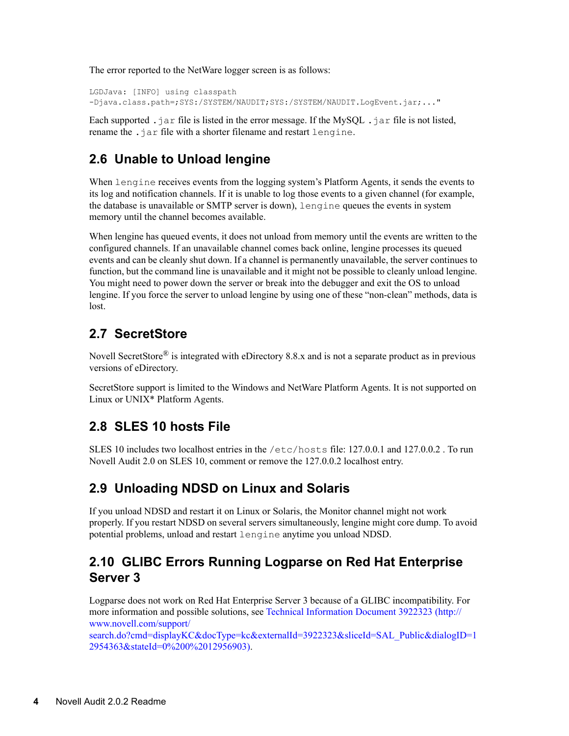The error reported to the NetWare logger screen is as follows:

```
LGDJava: [INFO] using classpath
-Djava.class.path=;SYS:/SYSTEM/NAUDIT;SYS:/SYSTEM/NAUDIT.LogEvent.jar;..."
```

Each supported `.jar` file is listed in the error message. If the MySQL `.jar` file is not listed, rename the `.jar` file with a shorter filename and restart `lengine`.

## 2.6 Unable to Unload lengine

When `lengine` receives events from the logging system's Platform Agents, it sends the events to its log and notification channels. If it is unable to log those events to a given channel (for example, the database is unavailable or SMTP server is down), `lengine` queues the events in system memory until the channel becomes available.

When lengine has queued events, it does not unload from memory until the events are written to the configured channels. If an unavailable channel comes back online, lengine processes its queued events and can be cleanly shut down. If a channel is permanently unavailable, the server continues to function, but the command line is unavailable and it might not be possible to cleanly unload lengine. You might need to power down the server or break into the debugger and exit the OS to unload lengine. If you force the server to unload lengine by using one of these "non-clean" methods, data is lost.

## 2.7 SecretStore

Novell SecretStore® is integrated with eDirectory 8.8.x and is not a separate product as in previous versions of eDirectory.

SecretStore support is limited to the Windows and NetWare Platform Agents. It is not supported on Linux or UNIX* Platform Agents.

## 2.8 SLES 10 hosts File

SLES 10 includes two localhost entries in the `/etc/hosts` file: 127.0.0.1 and 127.0.0.2 . To run Novell Audit 2.0 on SLES 10, comment or remove the 127.0.0.2 localhost entry.

## 2.9 Unloading NDSD on Linux and Solaris

If you unload NDSD and restart it on Linux or Solaris, the Monitor channel might not work properly. If you restart NDSD on several servers simultaneously, lengine might core dump. To avoid potential problems, unload and restart `lengine` anytime you unload NDSD.

## 2.10 GLIBC Errors Running Logparse on Red Hat Enterprise Server 3

Logparse does not work on Red Hat Enterprise Server 3 because of a GLIBC incompatibility. For more information and possible solutions, see [Technical Information Document 3922323 (http://www.novell.com/support/search.do?cmd=displayKC&docType=kc&externalId=3922323&sliceId=SAL_Public&dialogID=12954363&stateId=0%200%2012956903)](http://www.novell.com/support/search.do?cmd=displayKC&docType=kc&externalId=3922323&sliceId=SAL_Public&dialogID=12954363&stateId=0%200%2012956903).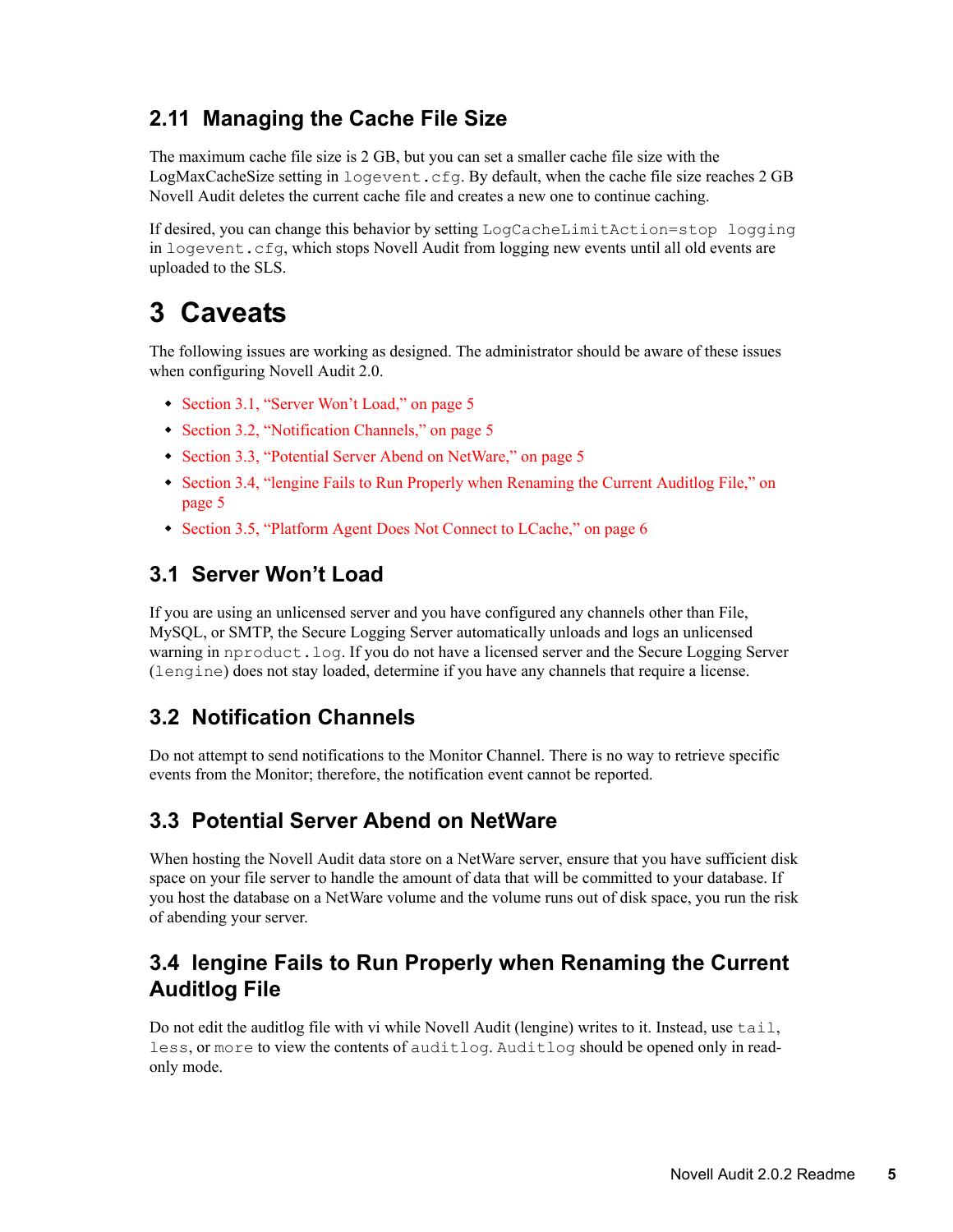### 2.11 Managing the Cache File Size

The maximum cache file size is 2 GB, but you can set a smaller cache file size with the LogMaxCacheSize setting in `logevent.cfg`. By default, when the cache file size reaches 2 GB Novell Audit deletes the current cache file and creates a new one to continue caching.

If desired, you can change this behavior by setting `LogCacheLimitAction=stop logging` in `logevent.cfg`, which stops Novell Audit from logging new events until all old events are uploaded to the SLS.

# 3 Caveats

The following issues are working as designed. The administrator should be aware of these issues when configuring Novell Audit 2.0.

- Section 3.1, "Server Won't Load," on page 5
- Section 3.2, "Notification Channels," on page 5
- Section 3.3, "Potential Server Abend on NetWare," on page 5
- Section 3.4, "lengine Fails to Run Properly when Renaming the Current Auditlog File," on page 5
- Section 3.5, "Platform Agent Does Not Connect to LCache," on page 6

## 3.1 Server Won't Load

If you are using an unlicensed server and you have configured any channels other than File, MySQL, or SMTP, the Secure Logging Server automatically unloads and logs an unlicensed warning in `nproduct.log`. If you do not have a licensed server and the Secure Logging Server (`lengine`) does not stay loaded, determine if you have any channels that require a license.

## 3.2 Notification Channels

Do not attempt to send notifications to the Monitor Channel. There is no way to retrieve specific events from the Monitor; therefore, the notification event cannot be reported.

## 3.3 Potential Server Abend on NetWare

When hosting the Novell Audit data store on a NetWare server, ensure that you have sufficient disk space on your file server to handle the amount of data that will be committed to your database. If you host the database on a NetWare volume and the volume runs out of disk space, you run the risk of abending your server.

## 3.4 lengine Fails to Run Properly when Renaming the Current Auditlog File

Do not edit the auditlog file with vi while Novell Audit (lengine) writes to it. Instead, use `tail`, `less`, or `more` to view the contents of `auditlog`. `Auditlog` should be opened only in read-only mode.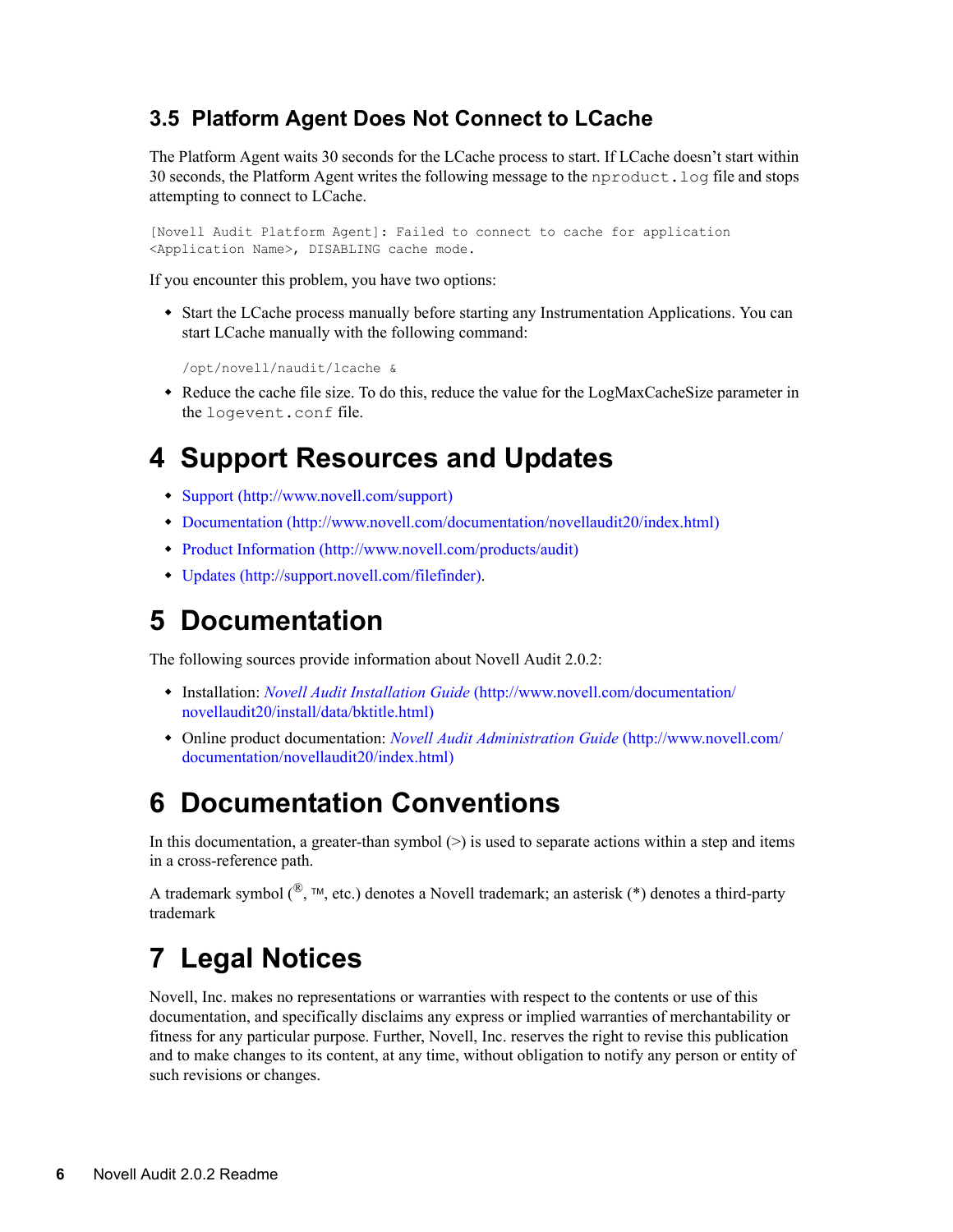### 3.5 Platform Agent Does Not Connect to LCache

The Platform Agent waits 30 seconds for the LCache process to start. If LCache doesn't start within 30 seconds, the Platform Agent writes the following message to the `nproduct.log` file and stops attempting to connect to LCache.

```
[Novell Audit Platform Agent]: Failed to connect to cache for application
<Application Name>, DISABLING cache mode.
```

If you encounter this problem, you have two options:

- Start the LCache process manually before starting any Instrumentation Applications. You can start LCache manually with the following command:

  ```
  /opt/novell/naudit/lcache &
  ```

- Reduce the cache file size. To do this, reduce the value for the LogMaxCacheSize parameter in the `logevent.conf` file.

# 4 Support Resources and Updates

- Support (http://www.novell.com/support)
- Documentation (http://www.novell.com/documentation/novellaudit20/index.html)
- Product Information (http://www.novell.com/products/audit)
- Updates (http://support.novell.com/filefinder).

# 5 Documentation

The following sources provide information about Novell Audit 2.0.2:

- Installation: *Novell Audit Installation Guide* (http://www.novell.com/documentation/novellaudit20/install/data/bktitle.html)
- Online product documentation: *Novell Audit Administration Guide* (http://www.novell.com/documentation/novellaudit20/index.html)

# 6 Documentation Conventions

In this documentation, a greater-than symbol (>) is used to separate actions within a step and items in a cross-reference path.

A trademark symbol (®, ™, etc.) denotes a Novell trademark; an asterisk (*) denotes a third-party trademark

# 7 Legal Notices

Novell, Inc. makes no representations or warranties with respect to the contents or use of this documentation, and specifically disclaims any express or implied warranties of merchantability or fitness for any particular purpose. Further, Novell, Inc. reserves the right to revise this publication and to make changes to its content, at any time, without obligation to notify any person or entity of such revisions or changes.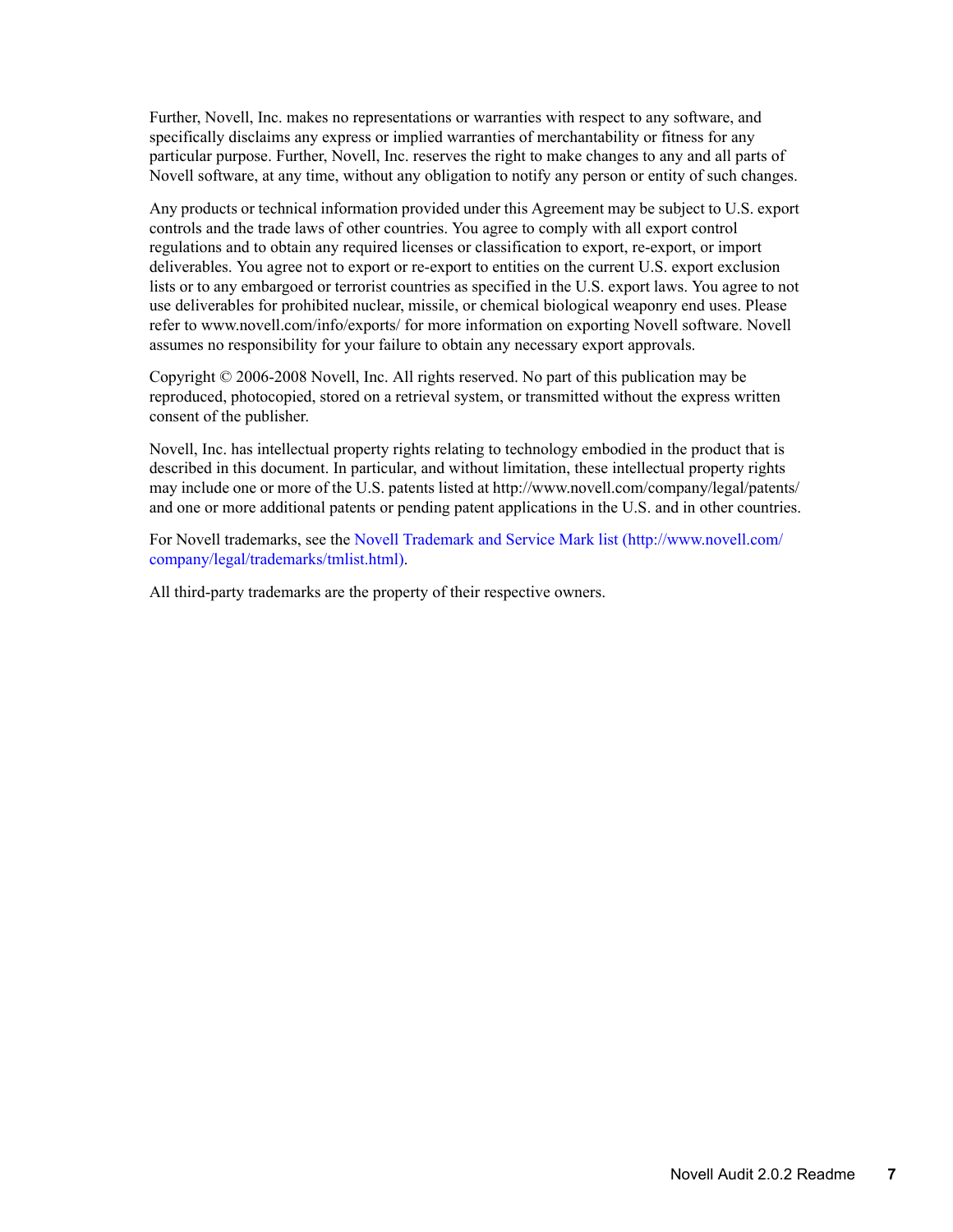Further, Novell, Inc. makes no representations or warranties with respect to any software, and specifically disclaims any express or implied warranties of merchantability or fitness for any particular purpose. Further, Novell, Inc. reserves the right to make changes to any and all parts of Novell software, at any time, without any obligation to notify any person or entity of such changes.

Any products or technical information provided under this Agreement may be subject to U.S. export controls and the trade laws of other countries. You agree to comply with all export control regulations and to obtain any required licenses or classification to export, re-export, or import deliverables. You agree not to export or re-export to entities on the current U.S. export exclusion lists or to any embargoed or terrorist countries as specified in the U.S. export laws. You agree to not use deliverables for prohibited nuclear, missile, or chemical biological weaponry end uses. Please refer to www.novell.com/info/exports/ for more information on exporting Novell software. Novell assumes no responsibility for your failure to obtain any necessary export approvals.

Copyright © 2006-2008 Novell, Inc. All rights reserved. No part of this publication may be reproduced, photocopied, stored on a retrieval system, or transmitted without the express written consent of the publisher.

Novell, Inc. has intellectual property rights relating to technology embodied in the product that is described in this document. In particular, and without limitation, these intellectual property rights may include one or more of the U.S. patents listed at http://www.novell.com/company/legal/patents/ and one or more additional patents or pending patent applications in the U.S. and in other countries.

For Novell trademarks, see the Novell Trademark and Service Mark list (http://www.novell.com/company/legal/trademarks/tmlist.html).

All third-party trademarks are the property of their respective owners.